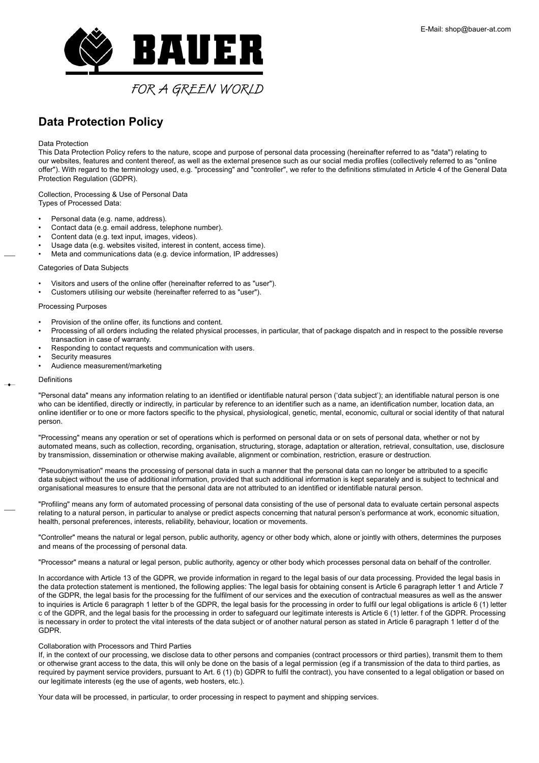E-Mail: shop@bauer-at.com

BAUER

FOR A GREEN WORLD

# Data Protection Policy

Data Protection

This Data Protection Policy refers to the nature, scope and purpose of personal data processing (hereinafter referred to as "data") relating to our websites, features and content thereof, as well as the external presence such as our social media profiles (collectively referred to as "online offer"). With regard to the terminology used, e.g. "processing" and "controller", we refer to the definitions stimulated in Article 4 of the General Data Protection Regulation (GDPR).

Collection, Processing & Use of Personal Data

Types of Processed Data:

- Personal data (e.g. name, address).
- Contact data (e.g. email address, telephone number).
- Content data (e.g. text input, images, videos).
- Usage data (e.g. websites visited, interest in content, access time).
- Meta and communications data (e.g. device information, IP addresses)

Categories of Data Subjects

- Visitors and users of the online offer (hereinafter referred to as "user").
- Customers utilising our website (hereinafter referred to as "user").

Processing Purposes

- Provision of the online offer, its functions and content.
- Processing of all orders including the related physical processes, in particular, that of package dispatch and in respect to the possible reverse transaction in case of warranty.
- Responding to contact requests and communication with users.
- Security measures
- Audience measurement/marketing

Definitions

"Personal data" means any information relating to an identified or identifiable natural person ('data subject'); an identifiable natural person is one who can be identified, directly or indirectly, in particular by reference to an identifier such as a name, an identification number, location data, an online identifier or to one or more factors specific to the physical, physiological, genetic, mental, economic, cultural or social identity of that natural person.

"Processing" means any operation or set of operations which is performed on personal data or on sets of personal data, whether or not by automated means, such as collection, recording, organisation, structuring, storage, adaptation or alteration, retrieval, consultation, use, disclosure by transmission, dissemination or otherwise making available, alignment or combination, restriction, erasure or destruction.

"Pseudonymisation" means the processing of personal data in such a manner that the personal data can no longer be attributed to a specific data subject without the use of additional information, provided that such additional information is kept separately and is subject to technical and organisational measures to ensure that the personal data are not attributed to an identified or identifiable natural person.

"Profiling" means any form of automated processing of personal data consisting of the use of personal data to evaluate certain personal aspects relating to a natural person, in particular to analyse or predict aspects concerning that natural person's performance at work, economic situation, health, personal preferences, interests, reliability, behaviour, location or movements.

"Controller" means the natural or legal person, public authority, agency or other body which, alone or jointly with others, determines the purposes and means of the processing of personal data.

"Processor" means a natural or legal person, public authority, agency or other body which processes personal data on behalf of the controller.

In accordance with Article 13 of the GDPR, we provide information in regard to the legal basis of our data processing. Provided the legal basis in the data protection statement is mentioned, the following applies: The legal basis for obtaining consent is Article 6 paragraph letter 1 and Article 7 of the GDPR, the legal basis for the processing for the fulfilment of our services and the execution of contractual measures as well as the answer to inquiries is Article 6 paragraph 1 letter b of the GDPR, the legal basis for the processing in order to fulfil our legal obligations is article 6 (1) letter c of the GDPR, and the legal basis for the processing in order to safeguard our legitimate interests is Article 6 (1) letter. f of the GDPR. Processing is necessary in order to protect the vital interests of the data subject or of another natural person as stated in Article 6 paragraph 1 letter d of the GDPR.

Collaboration with Processors and Third Parties

If, in the context of our processing, we disclose data to other persons and companies (contract processors or third parties), transmit them to them or otherwise grant access to the data, this will only be done on the basis of a legal permission (eg if a transmission of the data to third parties, as required by payment service providers, pursuant to Art. 6 (1) (b) GDPR to fulfil the contract), you have consented to a legal obligation or based on our legitimate interests (eg the use of agents, web hosters, etc.).

Your data will be processed, in particular, to order processing in respect to payment and shipping services.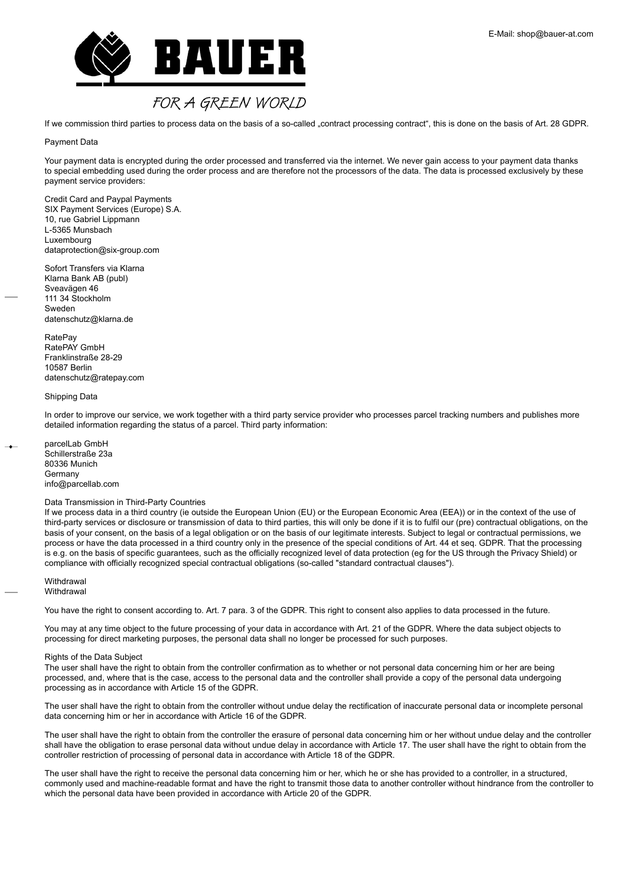If we commission third parties to process data on the basis of a so-called „contract processing contract", this is done on the basis of Art. 28 GDPR.

## Payment Data

Your payment data is encrypted during the order processed and transferred via the internet. We never gain access to your payment data thanks to special embedding used during the order process and are therefore not the processors of the data. The data is processed exclusively by these payment service providers:

Credit Card and Paypal Payments
SIX Payment Services (Europe) S.A.
10, rue Gabriel Lippmann
L-5365 Munsbach
Luxembourg
dataprotection@six-group.com

Sofort Transfers via Klarna
Klarna Bank AB (publ)
Sveavägen 46
111 34 Stockholm
Sweden
datenschutz@klarna.de

RatePay
RatePAY GmbH
Franklinstraße 28-29
10587 Berlin
datenschutz@ratepay.com

## Shipping Data

In order to improve our service, we work together with a third party service provider who processes parcel tracking numbers and publishes more detailed information regarding the status of a parcel. Third party information:

parcelLab GmbH
Schillerstraße 23a
80336 Munich
Germany
info@parcellab.com

## Data Transmission in Third-Party Countries

If we process data in a third country (ie outside the European Union (EU) or the European Economic Area (EEA)) or in the context of the use of third-party services or disclosure or transmission of data to third parties, this will only be done if it is to fulfil our (pre) contractual obligations, on the basis of your consent, on the basis of a legal obligation or on the basis of our legitimate interests. Subject to legal or contractual permissions, we process or have the data processed in a third country only in the presence of the special conditions of Art. 44 et seq. GDPR. That the processing is e.g. on the basis of specific guarantees, such as the officially recognized level of data protection (eg for the US through the Privacy Shield) or compliance with officially recognized special contractual obligations (so-called "standard contractual clauses").

## Withdrawal

Withdrawal

You have the right to consent according to. Art. 7 para. 3 of the GDPR. This right to consent also applies to data processed in the future.

You may at any time object to the future processing of your data in accordance with Art. 21 of the GDPR. Where the data subject objects to processing for direct marketing purposes, the personal data shall no longer be processed for such purposes.

## Rights of the Data Subject

The user shall have the right to obtain from the controller confirmation as to whether or not personal data concerning him or her are being processed, and, where that is the case, access to the personal data and the controller shall provide a copy of the personal data undergoing processing as in accordance with Article 15 of the GDPR.

The user shall have the right to obtain from the controller without undue delay the rectification of inaccurate personal data or incomplete personal data concerning him or her in accordance with Article 16 of the GDPR.

The user shall have the right to obtain from the controller the erasure of personal data concerning him or her without undue delay and the controller shall have the obligation to erase personal data without undue delay in accordance with Article 17. The user shall have the right to obtain from the controller restriction of processing of personal data in accordance with Article 18 of the GDPR.

The user shall have the right to receive the personal data concerning him or her, which he or she has provided to a controller, in a structured, commonly used and machine-readable format and have the right to transmit those data to another controller without hindrance from the controller to which the personal data have been provided in accordance with Article 20 of the GDPR.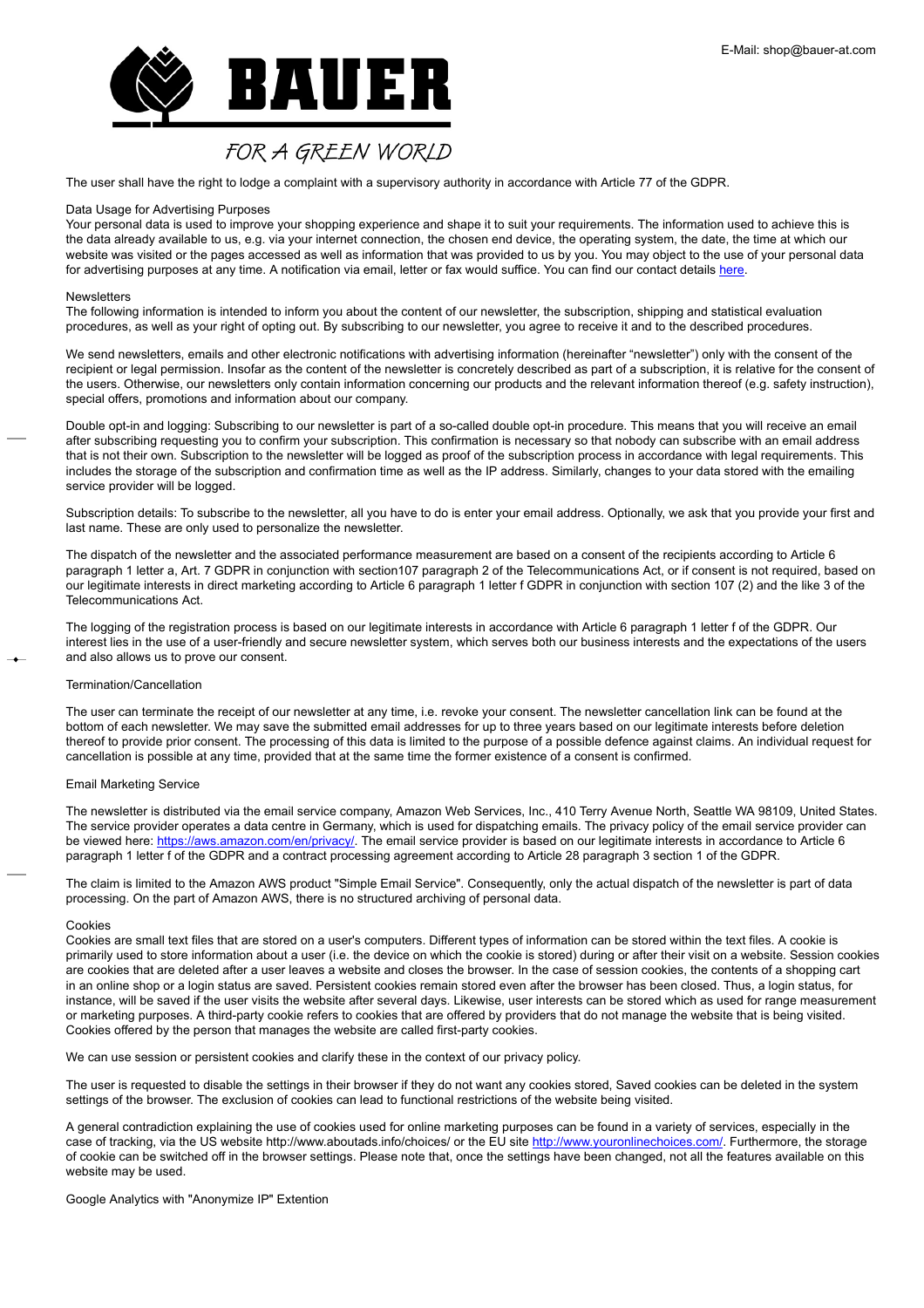The user shall have the right to lodge a complaint with a supervisory authority in accordance with Article 77 of the GDPR.

Data Usage for Advertising Purposes

Your personal data is used to improve your shopping experience and shape it to suit your requirements. The information used to achieve this is the data already available to us, e.g. via your internet connection, the chosen end device, the operating system, the date, the time at which our website was visited or the pages accessed as well as information that was provided to us by you. You may object to the use of your personal data for advertising purposes at any time. A notification via email, letter or fax would suffice. You can find our contact details here.

Newsletters

The following information is intended to inform you about the content of our newsletter, the subscription, shipping and statistical evaluation procedures, as well as your right of opting out. By subscribing to our newsletter, you agree to receive it and to the described procedures.

We send newsletters, emails and other electronic notifications with advertising information (hereinafter "newsletter") only with the consent of the recipient or legal permission. Insofar as the content of the newsletter is concretely described as part of a subscription, it is relative for the consent of the users. Otherwise, our newsletters only contain information concerning our products and the relevant information thereof (e.g. safety instruction), special offers, promotions and information about our company.

Double opt-in and logging: Subscribing to our newsletter is part of a so-called double opt-in procedure. This means that you will receive an email after subscribing requesting you to confirm your subscription. This confirmation is necessary so that nobody can subscribe with an email address that is not their own. Subscription to the newsletter will be logged as proof of the subscription process in accordance with legal requirements. This includes the storage of the subscription and confirmation time as well as the IP address. Similarly, changes to your data stored with the emailing service provider will be logged.

Subscription details: To subscribe to the newsletter, all you have to do is enter your email address. Optionally, we ask that you provide your first and last name. These are only used to personalize the newsletter.

The dispatch of the newsletter and the associated performance measurement are based on a consent of the recipients according to Article 6 paragraph 1 letter a, Art. 7 GDPR in conjunction with section107 paragraph 2 of the Telecommunications Act, or if consent is not required, based on our legitimate interests in direct marketing according to Article 6 paragraph 1 letter f GDPR in conjunction with section 107 (2) and the like 3 of the Telecommunications Act.

The logging of the registration process is based on our legitimate interests in accordance with Article 6 paragraph 1 letter f of the GDPR. Our interest lies in the use of a user-friendly and secure newsletter system, which serves both our business interests and the expectations of the users and also allows us to prove our consent.

Termination/Cancellation

The user can terminate the receipt of our newsletter at any time, i.e. revoke your consent. The newsletter cancellation link can be found at the bottom of each newsletter. We may save the submitted email addresses for up to three years based on our legitimate interests before deletion thereof to provide prior consent. The processing of this data is limited to the purpose of a possible defence against claims. An individual request for cancellation is possible at any time, provided that at the same time the former existence of a consent is confirmed.

Email Marketing Service

The newsletter is distributed via the email service company, Amazon Web Services, Inc., 410 Terry Avenue North, Seattle WA 98109, United States. The service provider operates a data centre in Germany, which is used for dispatching emails. The privacy policy of the email service provider can be viewed here: https://aws.amazon.com/en/privacy/. The email service provider is based on our legitimate interests in accordance to Article 6 paragraph 1 letter f of the GDPR and a contract processing agreement according to Article 28 paragraph 3 section 1 of the GDPR.

The claim is limited to the Amazon AWS product "Simple Email Service". Consequently, only the actual dispatch of the newsletter is part of data processing. On the part of Amazon AWS, there is no structured archiving of personal data.

Cookies

Cookies are small text files that are stored on a user's computers. Different types of information can be stored within the text files. A cookie is primarily used to store information about a user (i.e. the device on which the cookie is stored) during or after their visit on a website. Session cookies are cookies that are deleted after a user leaves a website and closes the browser. In the case of session cookies, the contents of a shopping cart in an online shop or a login status are saved. Persistent cookies remain stored even after the browser has been closed. Thus, a login status, for instance, will be saved if the user visits the website after several days. Likewise, user interests can be stored which as used for range measurement or marketing purposes. A third-party cookie refers to cookies that are offered by providers that do not manage the website that is being visited. Cookies offered by the person that manages the website are called first-party cookies.

We can use session or persistent cookies and clarify these in the context of our privacy policy.

The user is requested to disable the settings in their browser if they do not want any cookies stored, Saved cookies can be deleted in the system settings of the browser. The exclusion of cookies can lead to functional restrictions of the website being visited.

A general contradiction explaining the use of cookies used for online marketing purposes can be found in a variety of services, especially in the case of tracking, via the US website http://www.aboutads.info/choices/ or the EU site http://www.youronlinechoices.com/. Furthermore, the storage of cookie can be switched off in the browser settings. Please note that, once the settings have been changed, not all the features available on this website may be used.

Google Analytics with "Anonymize IP" Extention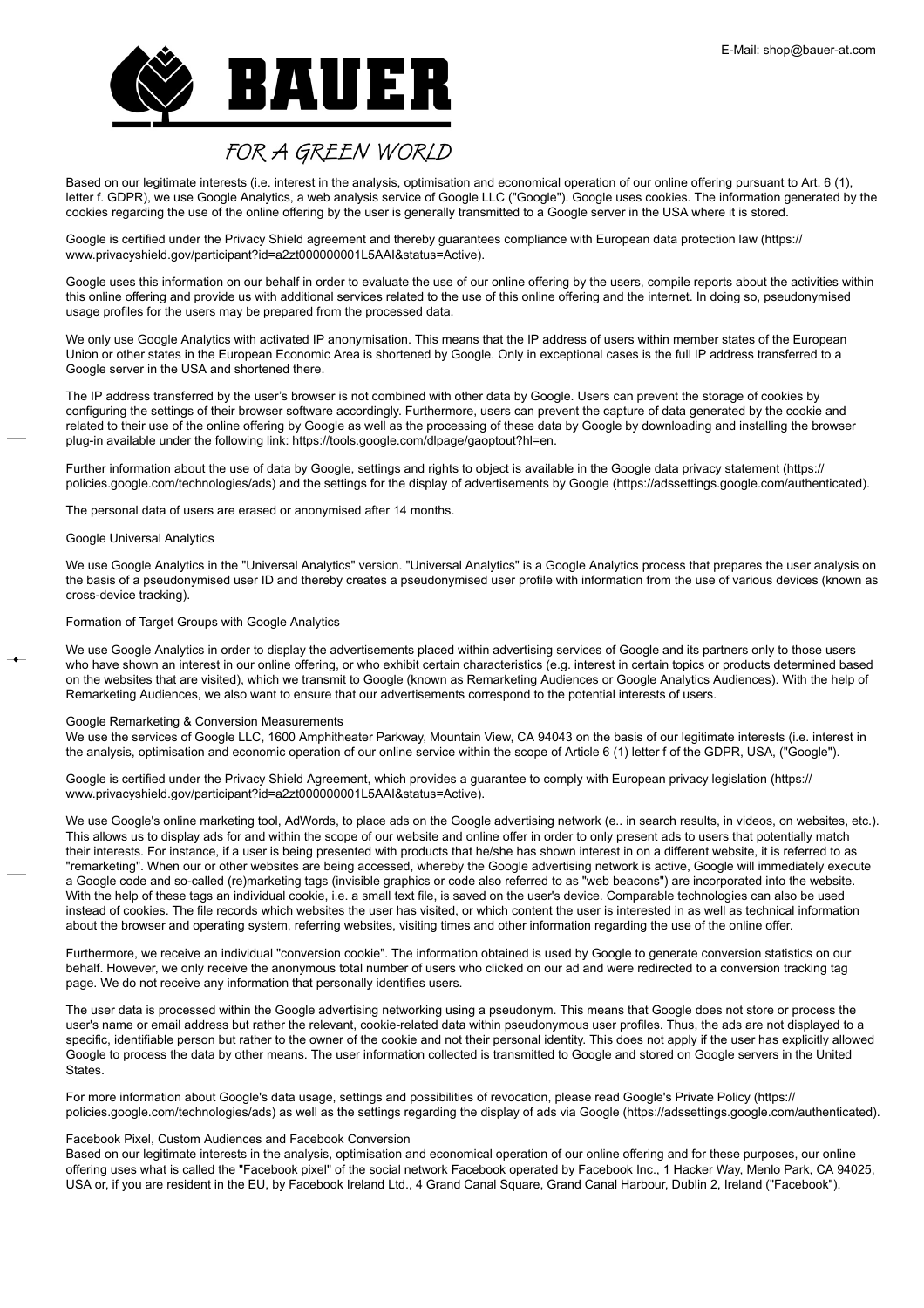Based on our legitimate interests (i.e. interest in the analysis, optimisation and economical operation of our online offering pursuant to Art. 6 (1), letter f. GDPR), we use Google Analytics, a web analysis service of Google LLC ("Google"). Google uses cookies. The information generated by the cookies regarding the use of the online offering by the user is generally transmitted to a Google server in the USA where it is stored.

Google is certified under the Privacy Shield agreement and thereby guarantees compliance with European data protection law (https://www.privacyshield.gov/participant?id=a2zt000000001L5AAI&status=Active).

Google uses this information on our behalf in order to evaluate the use of our online offering by the users, compile reports about the activities within this online offering and provide us with additional services related to the use of this online offering and the internet. In doing so, pseudonymised usage profiles for the users may be prepared from the processed data.

We only use Google Analytics with activated IP anonymisation. This means that the IP address of users within member states of the European Union or other states in the European Economic Area is shortened by Google. Only in exceptional cases is the full IP address transferred to a Google server in the USA and shortened there.

The IP address transferred by the user's browser is not combined with other data by Google. Users can prevent the storage of cookies by configuring the settings of their browser software accordingly. Furthermore, users can prevent the capture of data generated by the cookie and related to their use of the online offering by Google as well as the processing of these data by Google by downloading and installing the browser plug-in available under the following link: https://tools.google.com/dlpage/gaoptout?hl=en.

Further information about the use of data by Google, settings and rights to object is available in the Google data privacy statement (https://policies.google.com/technologies/ads) and the settings for the display of advertisements by Google (https://adssettings.google.com/authenticated).

The personal data of users are erased or anonymised after 14 months.

Google Universal Analytics

We use Google Analytics in the "Universal Analytics" version. "Universal Analytics" is a Google Analytics process that prepares the user analysis on the basis of a pseudonymised user ID and thereby creates a pseudonymised user profile with information from the use of various devices (known as cross-device tracking).

Formation of Target Groups with Google Analytics

We use Google Analytics in order to display the advertisements placed within advertising services of Google and its partners only to those users who have shown an interest in our online offering, or who exhibit certain characteristics (e.g. interest in certain topics or products determined based on the websites that are visited), which we transmit to Google (known as Remarketing Audiences or Google Analytics Audiences). With the help of Remarketing Audiences, we also want to ensure that our advertisements correspond to the potential interests of users.

Google Remarketing & Conversion Measurements
We use the services of Google LLC, 1600 Amphitheater Parkway, Mountain View, CA 94043 on the basis of our legitimate interests (i.e. interest in the analysis, optimisation and economic operation of our online service within the scope of Article 6 (1) letter f of the GDPR, USA, ("Google").

Google is certified under the Privacy Shield Agreement, which provides a guarantee to comply with European privacy legislation (https://www.privacyshield.gov/participant?id=a2zt000000001L5AAI&status=Active).

We use Google's online marketing tool, AdWords, to place ads on the Google advertising network (e.. in search results, in videos, on websites, etc.). This allows us to display ads for and within the scope of our website and online offer in order to only present ads to users that potentially match their interests. For instance, if a user is being presented with products that he/she has shown interest in on a different website, it is referred to as "remarketing". When our or other websites are being accessed, whereby the Google advertising network is active, Google will immediately execute a Google code and so-called (re)marketing tags (invisible graphics or code also referred to as "web beacons") are incorporated into the website. With the help of these tags an individual cookie, i.e. a small text file, is saved on the user's device. Comparable technologies can also be used instead of cookies. The file records which websites the user has visited, or which content the user is interested in as well as technical information about the browser and operating system, referring websites, visiting times and other information regarding the use of the online offer.

Furthermore, we receive an individual "conversion cookie". The information obtained is used by Google to generate conversion statistics on our behalf. However, we only receive the anonymous total number of users who clicked on our ad and were redirected to a conversion tracking tag page. We do not receive any information that personally identifies users.

The user data is processed within the Google advertising networking using a pseudonym. This means that Google does not store or process the user's name or email address but rather the relevant, cookie-related data within pseudonymous user profiles. Thus, the ads are not displayed to a specific, identifiable person but rather to the owner of the cookie and not their personal identity. This does not apply if the user has explicitly allowed Google to process the data by other means. The user information collected is transmitted to Google and stored on Google servers in the United States.

For more information about Google's data usage, settings and possibilities of revocation, please read Google's Private Policy (https://policies.google.com/technologies/ads) as well as the settings regarding the display of ads via Google (https://adssettings.google.com/authenticated).

Facebook Pixel, Custom Audiences and Facebook Conversion
Based on our legitimate interests in the analysis, optimisation and economical operation of our online offering and for these purposes, our online offering uses what is called the "Facebook pixel" of the social network Facebook operated by Facebook Inc., 1 Hacker Way, Menlo Park, CA 94025, USA or, if you are resident in the EU, by Facebook Ireland Ltd., 4 Grand Canal Square, Grand Canal Harbour, Dublin 2, Ireland ("Facebook").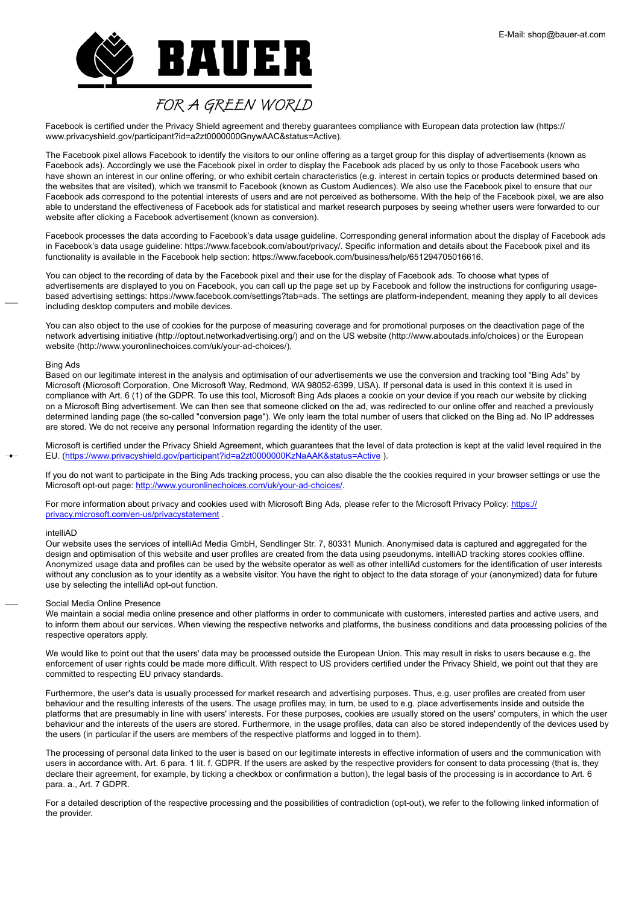Facebook is certified under the Privacy Shield agreement and thereby guarantees compliance with European data protection law (https://www.privacyshield.gov/participant?id=a2zt0000000GnywAAC&status=Active).

The Facebook pixel allows Facebook to identify the visitors to our online offering as a target group for this display of advertisements (known as Facebook ads). Accordingly we use the Facebook pixel in order to display the Facebook ads placed by us only to those Facebook users who have shown an interest in our online offering, or who exhibit certain characteristics (e.g. interest in certain topics or products determined based on the websites that are visited), which we transmit to Facebook (known as Custom Audiences). We also use the Facebook pixel to ensure that our Facebook ads correspond to the potential interests of users and are not perceived as bothersome. With the help of the Facebook pixel, we are also able to understand the effectiveness of Facebook ads for statistical and market research purposes by seeing whether users were forwarded to our website after clicking a Facebook advertisement (known as conversion).

Facebook processes the data according to Facebook's data usage guideline. Corresponding general information about the display of Facebook ads in Facebook's data usage guideline: https://www.facebook.com/about/privacy/. Specific information and details about the Facebook pixel and its functionality is available in the Facebook help section: https://www.facebook.com/business/help/651294705016616.

You can object to the recording of data by the Facebook pixel and their use for the display of Facebook ads. To choose what types of advertisements are displayed to you on Facebook, you can call up the page set up by Facebook and follow the instructions for configuring usage-based advertising settings: https://www.facebook.com/settings?tab=ads. The settings are platform-independent, meaning they apply to all devices including desktop computers and mobile devices.

You can also object to the use of cookies for the purpose of measuring coverage and for promotional purposes on the deactivation page of the network advertising initiative (http://optout.networkadvertising.org/) and on the US website (http://www.aboutads.info/choices) or the European website (http://www.youronlinechoices.com/uk/your-ad-choices/).

Bing Ads

Based on our legitimate interest in the analysis and optimisation of our advertisements we use the conversion and tracking tool "Bing Ads" by Microsoft (Microsoft Corporation, One Microsoft Way, Redmond, WA 98052-6399, USA). If personal data is used in this context it is used in compliance with Art. 6 (1) of the GDPR. To use this tool, Microsoft Bing Ads places a cookie on your device if you reach our website by clicking on a Microsoft Bing advertisement. We can then see that someone clicked on the ad, was redirected to our online offer and reached a previously determined landing page (the so-called "conversion page"). We only learn the total number of users that clicked on the Bing ad. No IP addresses are stored. We do not receive any personal Information regarding the identity of the user.

Microsoft is certified under the Privacy Shield Agreement, which guarantees that the level of data protection is kept at the valid level required in the EU. (https://www.privacyshield.gov/participant?id=a2zt0000000KzNaAAK&status=Active ).

If you do not want to participate in the Bing Ads tracking process, you can also disable the the cookies required in your browser settings or use the Microsoft opt-out page: http://www.youronlinechoices.com/uk/your-ad-choices/.

For more information about privacy and cookies used with Microsoft Bing Ads, please refer to the Microsoft Privacy Policy: https://privacy.microsoft.com/en-us/privacystatement .

intelliAD

Our website uses the services of intelliAd Media GmbH, Sendlinger Str. 7, 80331 Munich. Anonymised data is captured and aggregated for the design and optimisation of this website and user profiles are created from the data using pseudonyms. intelliAD tracking stores cookies offline. Anonymized usage data and profiles can be used by the website operator as well as other intelliAd customers for the identification of user interests without any conclusion as to your identity as a website visitor. You have the right to object to the data storage of your (anonymized) data for future use by selecting the intelliAd opt-out function.

Social Media Online Presence

We maintain a social media online presence and other platforms in order to communicate with customers, interested parties and active users, and to inform them about our services. When viewing the respective networks and platforms, the business conditions and data processing policies of the respective operators apply.

We would like to point out that the users' data may be processed outside the European Union. This may result in risks to users because e.g. the enforcement of user rights could be made more difficult. With respect to US providers certified under the Privacy Shield, we point out that they are committed to respecting EU privacy standards.

Furthermore, the user's data is usually processed for market research and advertising purposes. Thus, e.g. user profiles are created from user behaviour and the resulting interests of the users. The usage profiles may, in turn, be used to e.g. place advertisements inside and outside the platforms that are presumably in line with users' interests. For these purposes, cookies are usually stored on the users' computers, in which the user behaviour and the interests of the users are stored. Furthermore, in the usage profiles, data can also be stored independently of the devices used by the users (in particular if the users are members of the respective platforms and logged in to them).

The processing of personal data linked to the user is based on our legitimate interests in effective information of users and the communication with users in accordance with. Art. 6 para. 1 lit. f. GDPR. If the users are asked by the respective providers for consent to data processing (that is, they declare their agreement, for example, by ticking a checkbox or confirmation a button), the legal basis of the processing is in accordance to Art. 6 para. a., Art. 7 GDPR.

For a detailed description of the respective processing and the possibilities of contradiction (opt-out), we refer to the following linked information of the provider.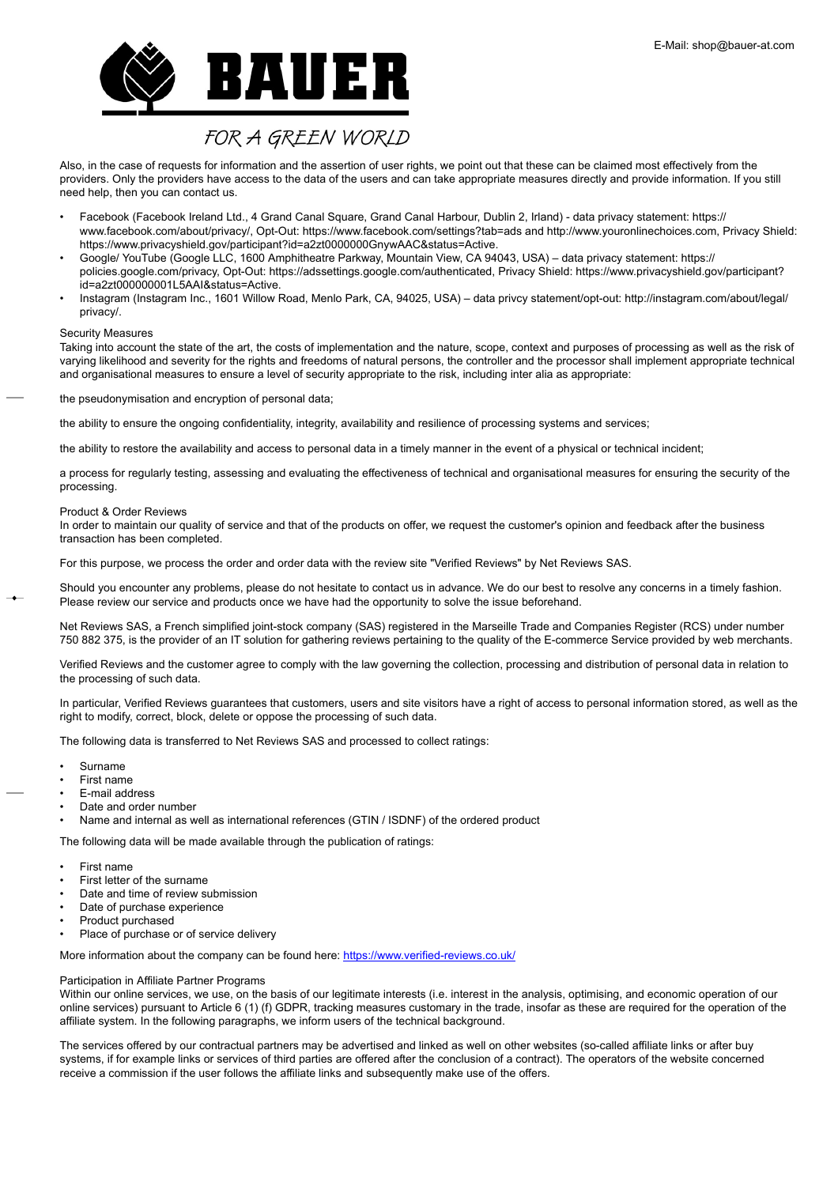Also, in the case of requests for information and the assertion of user rights, we point out that these can be claimed most effectively from the providers. Only the providers have access to the data of the users and can take appropriate measures directly and provide information. If you still need help, then you can contact us.

- Facebook (Facebook Ireland Ltd., 4 Grand Canal Square, Grand Canal Harbour, Dublin 2, Irland) - data privacy statement: https://www.facebook.com/about/privacy/, Opt-Out: https://www.facebook.com/settings?tab=ads and http://www.youronlinechoices.com, Privacy Shield: https://www.privacyshield.gov/participant?id=a2zt0000000GnywAAC&status=Active.
- Google/ YouTube (Google LLC, 1600 Amphitheatre Parkway, Mountain View, CA 94043, USA) – data privacy statement: https://policies.google.com/privacy, Opt-Out: https://adssettings.google.com/authenticated, Privacy Shield: https://www.privacyshield.gov/participant?id=a2zt000000001L5AAI&status=Active.
- Instagram (Instagram Inc., 1601 Willow Road, Menlo Park, CA, 94025, USA) – data privcy statement/opt-out: http://instagram.com/about/legal/privacy/.

Security Measures

Taking into account the state of the art, the costs of implementation and the nature, scope, context and purposes of processing as well as the risk of varying likelihood and severity for the rights and freedoms of natural persons, the controller and the processor shall implement appropriate technical and organisational measures to ensure a level of security appropriate to the risk, including inter alia as appropriate:

the pseudonymisation and encryption of personal data;

the ability to ensure the ongoing confidentiality, integrity, availability and resilience of processing systems and services;

the ability to restore the availability and access to personal data in a timely manner in the event of a physical or technical incident;

a process for regularly testing, assessing and evaluating the effectiveness of technical and organisational measures for ensuring the security of the processing.

Product & Order Reviews

In order to maintain our quality of service and that of the products on offer, we request the customer's opinion and feedback after the business transaction has been completed.

For this purpose, we process the order and order data with the review site "Verified Reviews" by Net Reviews SAS.

Should you encounter any problems, please do not hesitate to contact us in advance. We do our best to resolve any concerns in a timely fashion. Please review our service and products once we have had the opportunity to solve the issue beforehand.

Net Reviews SAS, a French simplified joint-stock company (SAS) registered in the Marseille Trade and Companies Register (RCS) under number 750 882 375, is the provider of an IT solution for gathering reviews pertaining to the quality of the E-commerce Service provided by web merchants.

Verified Reviews and the customer agree to comply with the law governing the collection, processing and distribution of personal data in relation to the processing of such data.

In particular, Verified Reviews guarantees that customers, users and site visitors have a right of access to personal information stored, as well as the right to modify, correct, block, delete or oppose the processing of such data.

The following data is transferred to Net Reviews SAS and processed to collect ratings:

- Surname
- First name
- E-mail address
- Date and order number
- Name and internal as well as international references (GTIN / ISDNF) of the ordered product

The following data will be made available through the publication of ratings:

- First name
- First letter of the surname
- Date and time of review submission
- Date of purchase experience
- Product purchased
- Place of purchase or of service delivery

More information about the company can be found here: [https://www.verified-reviews.co.uk/](https://www.verified-reviews.co.uk/)

Participation in Affiliate Partner Programs

Within our online services, we use, on the basis of our legitimate interests (i.e. interest in the analysis, optimising, and economic operation of our online services) pursuant to Article 6 (1) (f) GDPR, tracking measures customary in the trade, insofar as these are required for the operation of the affiliate system. In the following paragraphs, we inform users of the technical background.

The services offered by our contractual partners may be advertised and linked as well on other websites (so-called affiliate links or after buy systems, if for example links or services of third parties are offered after the conclusion of a contract). The operators of the website concerned receive a commission if the user follows the affiliate links and subsequently make use of the offers.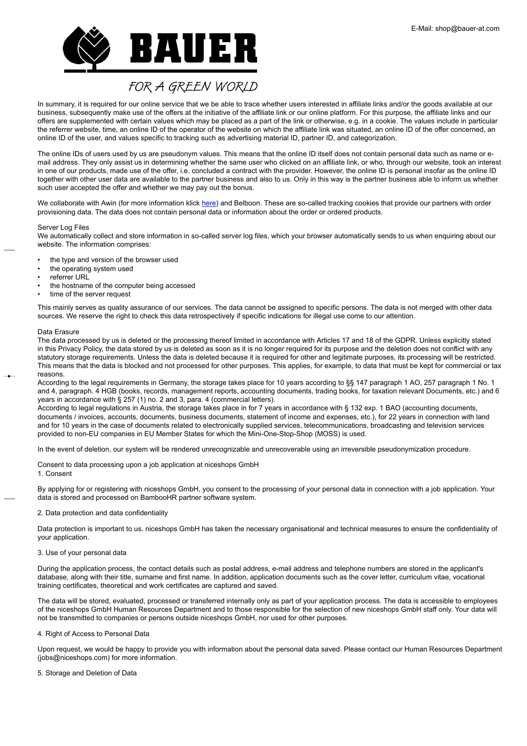In summary, it is required for our online service that we be able to trace whether users interested in affiliate links and/or the goods available at our business, subsequently make use of the offers at the initiative of the affiliate link or our online platform. For this purpose, the affiliate links and our offers are supplemented with certain values which may be placed as a part of the link or otherwise, e.g. in a cookie. The values include in particular the referrer website, time, an online ID of the operator of the website on which the affiliate link was situated, an online ID of the offer concerned, an online ID of the user, and values specific to tracking such as advertising material ID, partner ID, and categorization.

The online IDs of users used by us are pseudonym values. This means that the online ID itself does not contain personal data such as name or e-mail address. They only assist us in determining whether the same user who clicked on an affiliate link, or who, through our website, took an interest in one of our products, made use of the offer, i.e. concluded a contract with the provider. However, the online ID is personal insofar as the online ID together with other user data are available to the partner business and also to us. Only in this way is the partner business able to inform us whether such user accepted the offer and whether we may pay out the bonus.

We collaborate with Awin (for more information klick here) and Belboon. These are so-called tracking cookies that provide our partners with order provisioning data. The data does not contain personal data or information about the order or ordered products.

Server Log Files

We automatically collect and store information in so-called server log files, which your browser automatically sends to us when enquiring about our website. The information comprises:

- the type and version of the browser used
- the operating system used
- referrer URL
- the hostname of the computer being accessed
- time of the server request

This mainly serves as quality assurance of our services. The data cannot be assigned to specific persons. The data is not merged with other data sources. We reserve the right to check this data retrospectively if specific indications for illegal use come to our attention.

Data Erasure

The data processed by us is deleted or the processing thereof limited in accordance with Articles 17 and 18 of the GDPR. Unless explicitly stated in this Privacy Policy, the data stored by us is deleted as soon as it is no longer required for its purpose and the deletion does not conflict with any statutory storage requirements. Unless the data is deleted because it is required for other and legitimate purposes, its processing will be restricted. This means that the data is blocked and not processed for other purposes. This applies, for example, to data that must be kept for commercial or tax reasons.

According to the legal requirements in Germany, the storage takes place for 10 years according to §§ 147 paragraph 1 AO, 257 paragraph 1 No. 1 and 4, paragraph. 4 HGB (books, records, management reports, accounting documents, trading books, for taxation relevant Documents, etc.) and 6 years in accordance with § 257 (1) no. 2 and 3, para. 4 (commercial letters).

According to legal regulations in Austria, the storage takes place in for 7 years in accordance with § 132 exp. 1 BAO (accounting documents, documents / invoices, accounts, documents, business documents, statement of income and expenses, etc.), for 22 years in connection with land and for 10 years in the case of documents related to electronically supplied services, telecommunications, broadcasting and television services provided to non-EU companies in EU Member States for which the Mini-One-Stop-Shop (MOSS) is used.

In the event of deletion, our system will be rendered unrecognizable and unrecoverable using an irreversible pseudonymization procedure.

Consent to data processing upon a job application at niceshops GmbH

1. Consent

By applying for or registering with niceshops GmbH, you consent to the processing of your personal data in connection with a job application. Your data is stored and processed on BambooHR partner software system.

2. Data protection and data confidentiality

Data protection is important to us. niceshops GmbH has taken the necessary organisational and technical measures to ensure the confidentiality of your application.

3. Use of your personal data

During the application process, the contact details such as postal address, e-mail address and telephone numbers are stored in the applicant's database, along with their title, surname and first name. In addition, application documents such as the cover letter, curriculum vitae, vocational training certificates, theoretical and work certificates are captured and saved.

The data will be stored, evaluated, processed or transferred internally only as part of your application process. The data is accessible to employees of the niceshops GmbH Human Resources Department and to those responsible for the selection of new niceshops GmbH staff only. Your data will not be transmitted to companies or persons outside niceshops GmbH, nor used for other purposes.

4. Right of Access to Personal Data

Upon request, we would be happy to provide you with information about the personal data saved. Please contact our Human Resources Department (jobs@niceshops.com) for more information.

5. Storage and Deletion of Data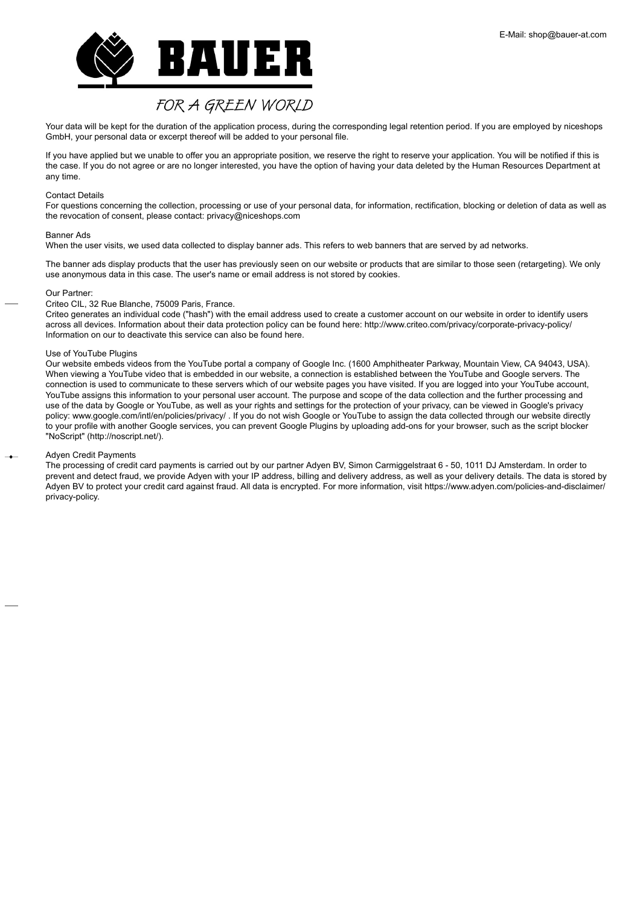Your data will be kept for the duration of the application process, during the corresponding legal retention period. If you are employed by niceshops GmbH, your personal data or excerpt thereof will be added to your personal file.

If you have applied but we unable to offer you an appropriate position, we reserve the right to reserve your application. You will be notified if this is the case. If you do not agree or are no longer interested, you have the option of having your data deleted by the Human Resources Department at any time.

Contact Details
For questions concerning the collection, processing or use of your personal data, for information, rectification, blocking or deletion of data as well as the revocation of consent, please contact: privacy@niceshops.com

Banner Ads
When the user visits, we used data collected to display banner ads. This refers to web banners that are served by ad networks.

The banner ads display products that the user has previously seen on our website or products that are similar to those seen (retargeting). We only use anonymous data in this case. The user's name or email address is not stored by cookies.

Our Partner:
Criteo CIL, 32 Rue Blanche, 75009 Paris, France.
Criteo generates an individual code ("hash") with the email address used to create a customer account on our website in order to identify users across all devices. Information about their data protection policy can be found here: http://www.criteo.com/privacy/corporate-privacy-policy/
Information on our to deactivate this service can also be found here.

Use of YouTube Plugins
Our website embeds videos from the YouTube portal a company of Google Inc. (1600 Amphitheater Parkway, Mountain View, CA 94043, USA). When viewing a YouTube video that is embedded in our website, a connection is established between the YouTube and Google servers. The connection is used to communicate to these servers which of our website pages you have visited. If you are logged into your YouTube account, YouTube assigns this information to your personal user account. The purpose and scope of the data collection and the further processing and use of the data by Google or YouTube, as well as your rights and settings for the protection of your privacy, can be viewed in Google's privacy policy: www.google.com/intl/en/policies/privacy/ . If you do not wish Google or YouTube to assign the data collected through our website directly to your profile with another Google services, you can prevent Google Plugins by uploading add-ons for your browser, such as the script blocker "NoScript" (http://noscript.net/).

Adyen Credit Payments
The processing of credit card payments is carried out by our partner Adyen BV, Simon Carmiggelstraat 6 - 50, 1011 DJ Amsterdam. In order to prevent and detect fraud, we provide Adyen with your IP address, billing and delivery address, as well as your delivery details. The data is stored by Adyen BV to protect your credit card against fraud. All data is encrypted. For more information, visit https://www.adyen.com/policies-and-disclaimer/privacy-policy.